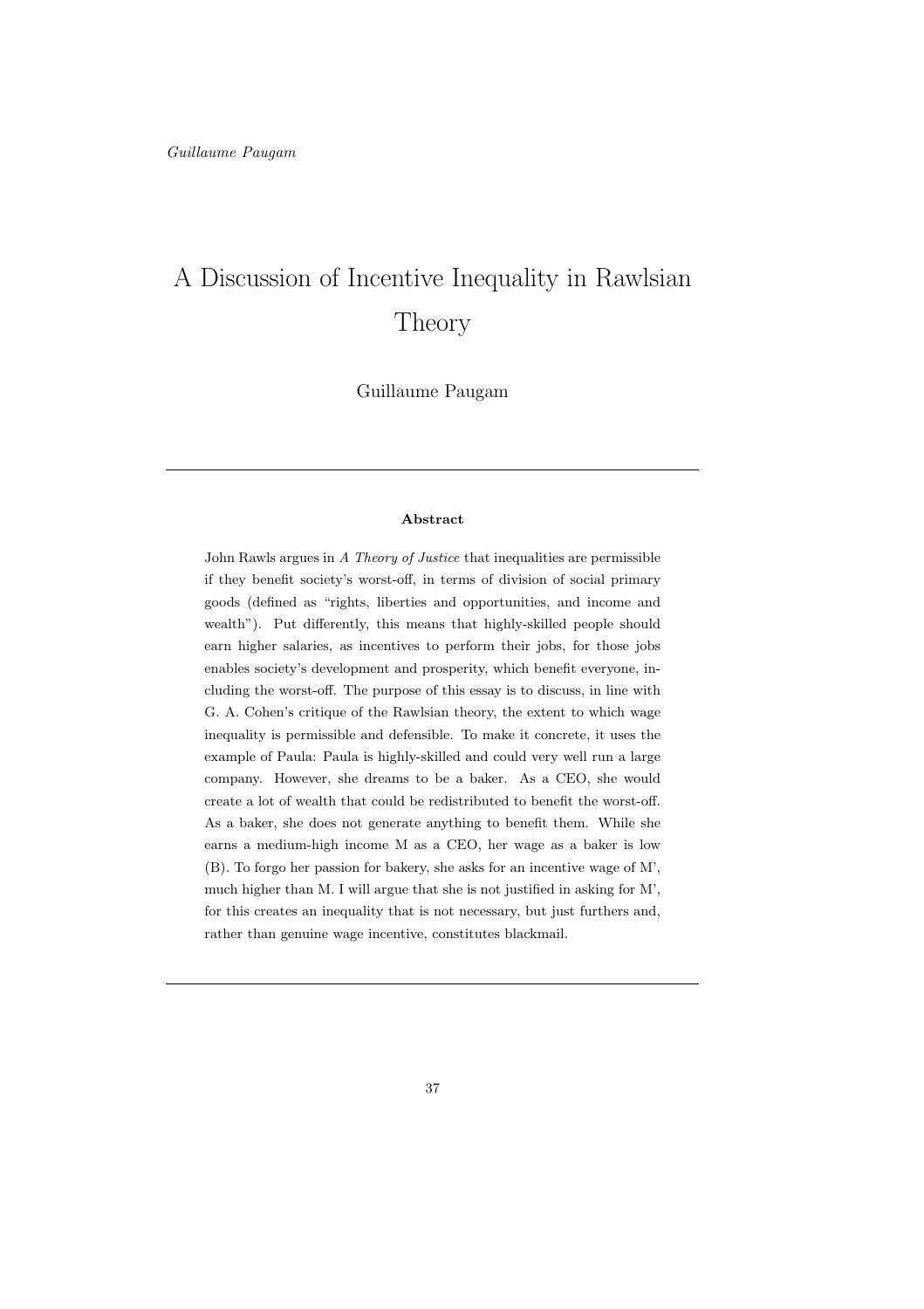# A Discussion of Incentive Inequality in Rawlsian Theory

Guillaume Paugam

---

**Abstract**

John Rawls argues in *A Theory of Justice* that inequalities are permissible if they benefit society's worst-off, in terms of division of social primary goods (defined as "rights, liberties and opportunities, and income and wealth"). Put differently, this means that highly-skilled people should earn higher salaries, as incentives to perform their jobs, for those jobs enables society's development and prosperity, which benefit everyone, including the worst-off. The purpose of this essay is to discuss, in line with G. A. Cohen's critique of the Rawlsian theory, the extent to which wage inequality is permissible and defensible. To make it concrete, it uses the example of Paula: Paula is highly-skilled and could very well run a large company. However, she dreams to be a baker. As a CEO, she would create a lot of wealth that could be redistributed to benefit the worst-off. As a baker, she does not generate anything to benefit them. While she earns a medium-high income M as a CEO, her wage as a baker is low (B). To forgo her passion for bakery, she asks for an incentive wage of M', much higher than M. I will argue that she is not justified in asking for M', for this creates an inequality that is not necessary, but just furthers and, rather than genuine wage incentive, constitutes blackmail.

---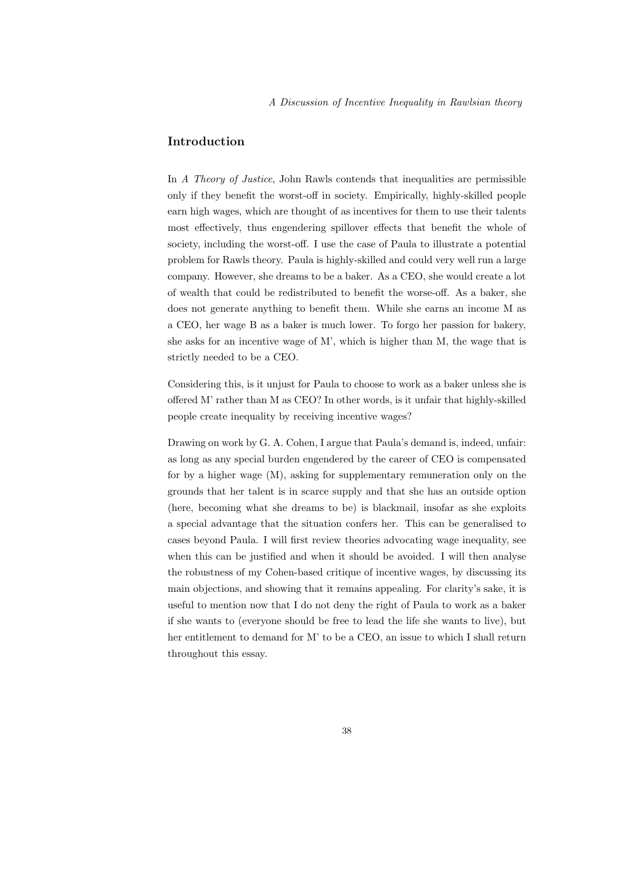## Introduction

In *A Theory of Justice*, John Rawls contends that inequalities are permissible only if they benefit the worst-off in society. Empirically, highly-skilled people earn high wages, which are thought of as incentives for them to use their talents most effectively, thus engendering spillover effects that benefit the whole of society, including the worst-off. I use the case of Paula to illustrate a potential problem for Rawls theory. Paula is highly-skilled and could very well run a large company. However, she dreams to be a baker. As a CEO, she would create a lot of wealth that could be redistributed to benefit the worse-off. As a baker, she does not generate anything to benefit them. While she earns an income M as a CEO, her wage B as a baker is much lower. To forgo her passion for bakery, she asks for an incentive wage of M', which is higher than M, the wage that is strictly needed to be a CEO.

Considering this, is it unjust for Paula to choose to work as a baker unless she is offered M' rather than M as CEO? In other words, is it unfair that highly-skilled people create inequality by receiving incentive wages?

Drawing on work by G. A. Cohen, I argue that Paula's demand is, indeed, unfair: as long as any special burden engendered by the career of CEO is compensated for by a higher wage (M), asking for supplementary remuneration only on the grounds that her talent is in scarce supply and that she has an outside option (here, becoming what she dreams to be) is blackmail, insofar as she exploits a special advantage that the situation confers her. This can be generalised to cases beyond Paula. I will first review theories advocating wage inequality, see when this can be justified and when it should be avoided. I will then analyse the robustness of my Cohen-based critique of incentive wages, by discussing its main objections, and showing that it remains appealing. For clarity's sake, it is useful to mention now that I do not deny the right of Paula to work as a baker if she wants to (everyone should be free to lead the life she wants to live), but her entitlement to demand for M' to be a CEO, an issue to which I shall return throughout this essay.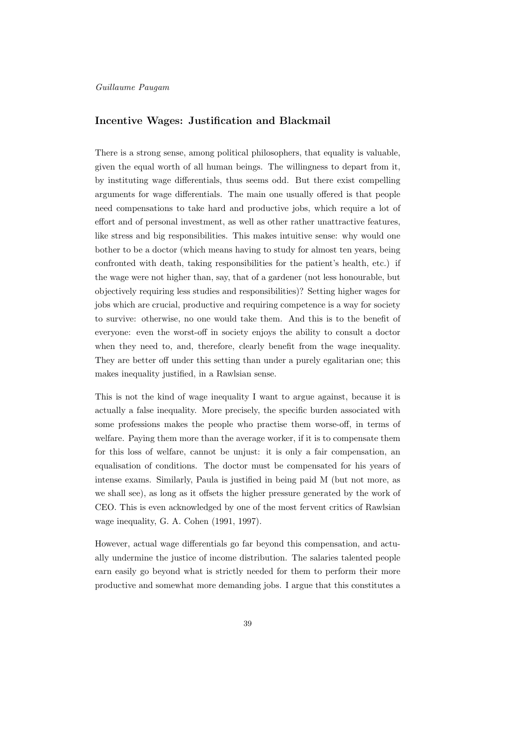*Guillaume Paugam*

## Incentive Wages: Justification and Blackmail

There is a strong sense, among political philosophers, that equality is valuable, given the equal worth of all human beings. The willingness to depart from it, by instituting wage differentials, thus seems odd. But there exist compelling arguments for wage differentials. The main one usually offered is that people need compensations to take hard and productive jobs, which require a lot of effort and of personal investment, as well as other rather unattractive features, like stress and big responsibilities. This makes intuitive sense: why would one bother to be a doctor (which means having to study for almost ten years, being confronted with death, taking responsibilities for the patient's health, etc.) if the wage were not higher than, say, that of a gardener (not less honourable, but objectively requiring less studies and responsibilities)? Setting higher wages for jobs which are crucial, productive and requiring competence is a way for society to survive: otherwise, no one would take them. And this is to the benefit of everyone: even the worst-off in society enjoys the ability to consult a doctor when they need to, and, therefore, clearly benefit from the wage inequality. They are better off under this setting than under a purely egalitarian one; this makes inequality justified, in a Rawlsian sense.

This is not the kind of wage inequality I want to argue against, because it is actually a false inequality. More precisely, the specific burden associated with some professions makes the people who practise them worse-off, in terms of welfare. Paying them more than the average worker, if it is to compensate them for this loss of welfare, cannot be unjust: it is only a fair compensation, an equalisation of conditions. The doctor must be compensated for his years of intense exams. Similarly, Paula is justified in being paid M (but not more, as we shall see), as long as it offsets the higher pressure generated by the work of CEO. This is even acknowledged by one of the most fervent critics of Rawlsian wage inequality, G. A. Cohen (1991, 1997).

However, actual wage differentials go far beyond this compensation, and actually undermine the justice of income distribution. The salaries talented people earn easily go beyond what is strictly needed for them to perform their more productive and somewhat more demanding jobs. I argue that this constitutes a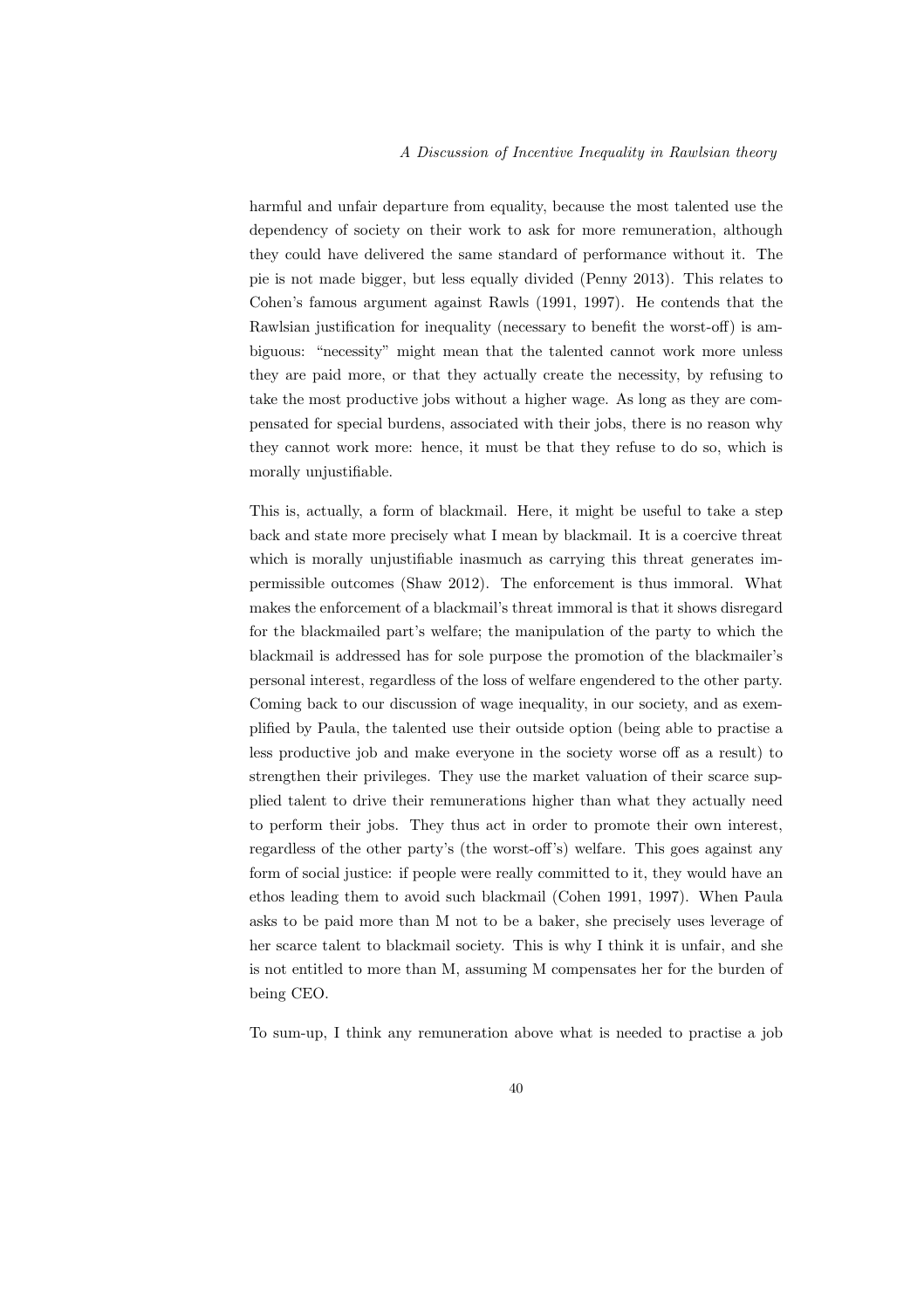harmful and unfair departure from equality, because the most talented use the dependency of society on their work to ask for more remuneration, although they could have delivered the same standard of performance without it. The pie is not made bigger, but less equally divided (Penny 2013). This relates to Cohen's famous argument against Rawls (1991, 1997). He contends that the Rawlsian justification for inequality (necessary to benefit the worst-off) is ambiguous: "necessity" might mean that the talented cannot work more unless they are paid more, or that they actually create the necessity, by refusing to take the most productive jobs without a higher wage. As long as they are compensated for special burdens, associated with their jobs, there is no reason why they cannot work more: hence, it must be that they refuse to do so, which is morally unjustifiable.

This is, actually, a form of blackmail. Here, it might be useful to take a step back and state more precisely what I mean by blackmail. It is a coercive threat which is morally unjustifiable inasmuch as carrying this threat generates impermissible outcomes (Shaw 2012). The enforcement is thus immoral. What makes the enforcement of a blackmail's threat immoral is that it shows disregard for the blackmailed part's welfare; the manipulation of the party to which the blackmail is addressed has for sole purpose the promotion of the blackmailer's personal interest, regardless of the loss of welfare engendered to the other party. Coming back to our discussion of wage inequality, in our society, and as exemplified by Paula, the talented use their outside option (being able to practise a less productive job and make everyone in the society worse off as a result) to strengthen their privileges. They use the market valuation of their scarce supplied talent to drive their remunerations higher than what they actually need to perform their jobs. They thus act in order to promote their own interest, regardless of the other party's (the worst-off's) welfare. This goes against any form of social justice: if people were really committed to it, they would have an ethos leading them to avoid such blackmail (Cohen 1991, 1997). When Paula asks to be paid more than M not to be a baker, she precisely uses leverage of her scarce talent to blackmail society. This is why I think it is unfair, and she is not entitled to more than M, assuming M compensates her for the burden of being CEO.

To sum-up, I think any remuneration above what is needed to practise a job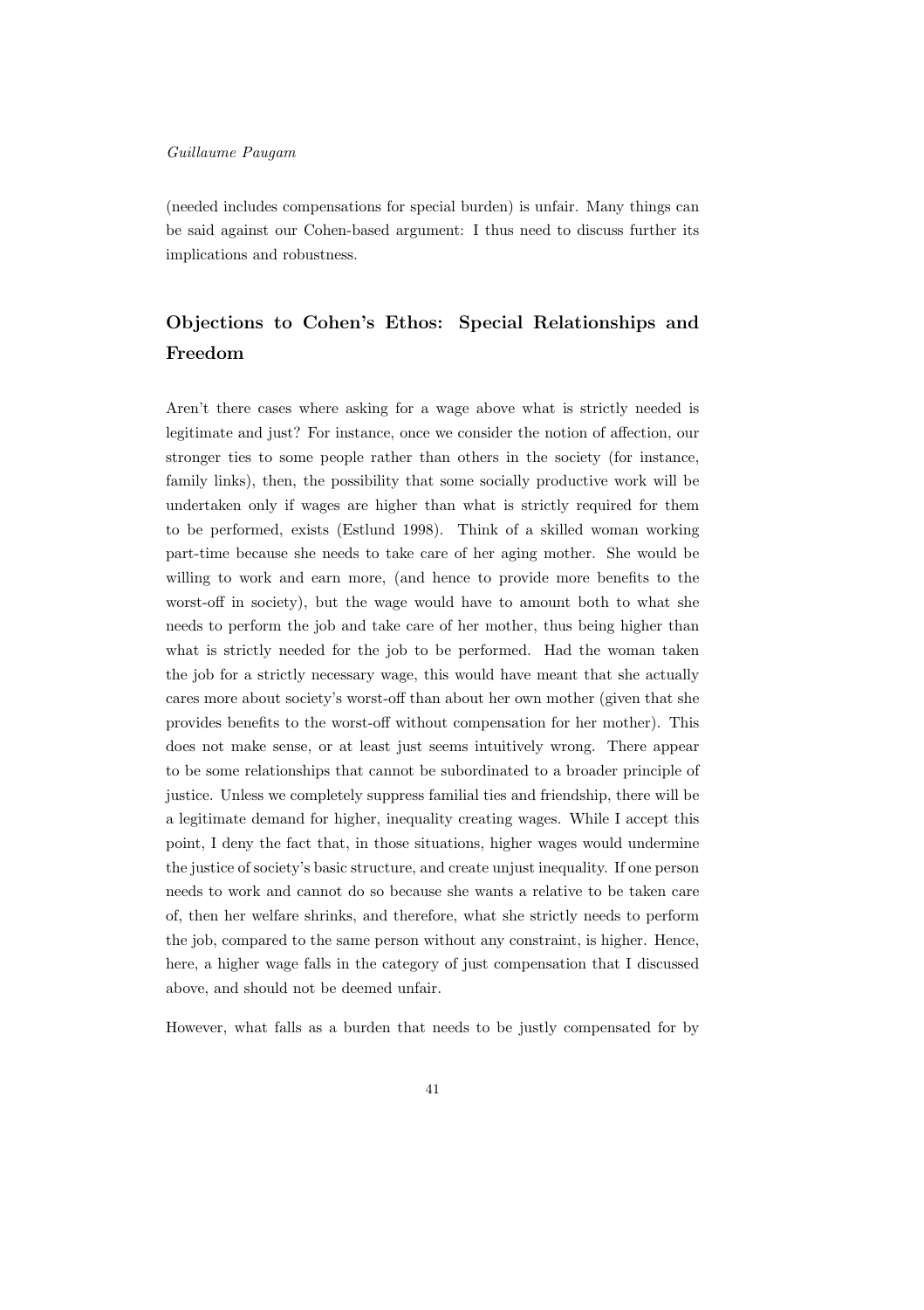(needed includes compensations for special burden) is unfair. Many things can be said against our Cohen-based argument: I thus need to discuss further its implications and robustness.

## Objections to Cohen's Ethos: Special Relationships and Freedom

Aren't there cases where asking for a wage above what is strictly needed is legitimate and just? For instance, once we consider the notion of affection, our stronger ties to some people rather than others in the society (for instance, family links), then, the possibility that some socially productive work will be undertaken only if wages are higher than what is strictly required for them to be performed, exists (Estlund 1998). Think of a skilled woman working part-time because she needs to take care of her aging mother. She would be willing to work and earn more, (and hence to provide more benefits to the worst-off in society), but the wage would have to amount both to what she needs to perform the job and take care of her mother, thus being higher than what is strictly needed for the job to be performed. Had the woman taken the job for a strictly necessary wage, this would have meant that she actually cares more about society's worst-off than about her own mother (given that she provides benefits to the worst-off without compensation for her mother). This does not make sense, or at least just seems intuitively wrong. There appear to be some relationships that cannot be subordinated to a broader principle of justice. Unless we completely suppress familial ties and friendship, there will be a legitimate demand for higher, inequality creating wages. While I accept this point, I deny the fact that, in those situations, higher wages would undermine the justice of society's basic structure, and create unjust inequality. If one person needs to work and cannot do so because she wants a relative to be taken care of, then her welfare shrinks, and therefore, what she strictly needs to perform the job, compared to the same person without any constraint, is higher. Hence, here, a higher wage falls in the category of just compensation that I discussed above, and should not be deemed unfair.

However, what falls as a burden that needs to be justly compensated for by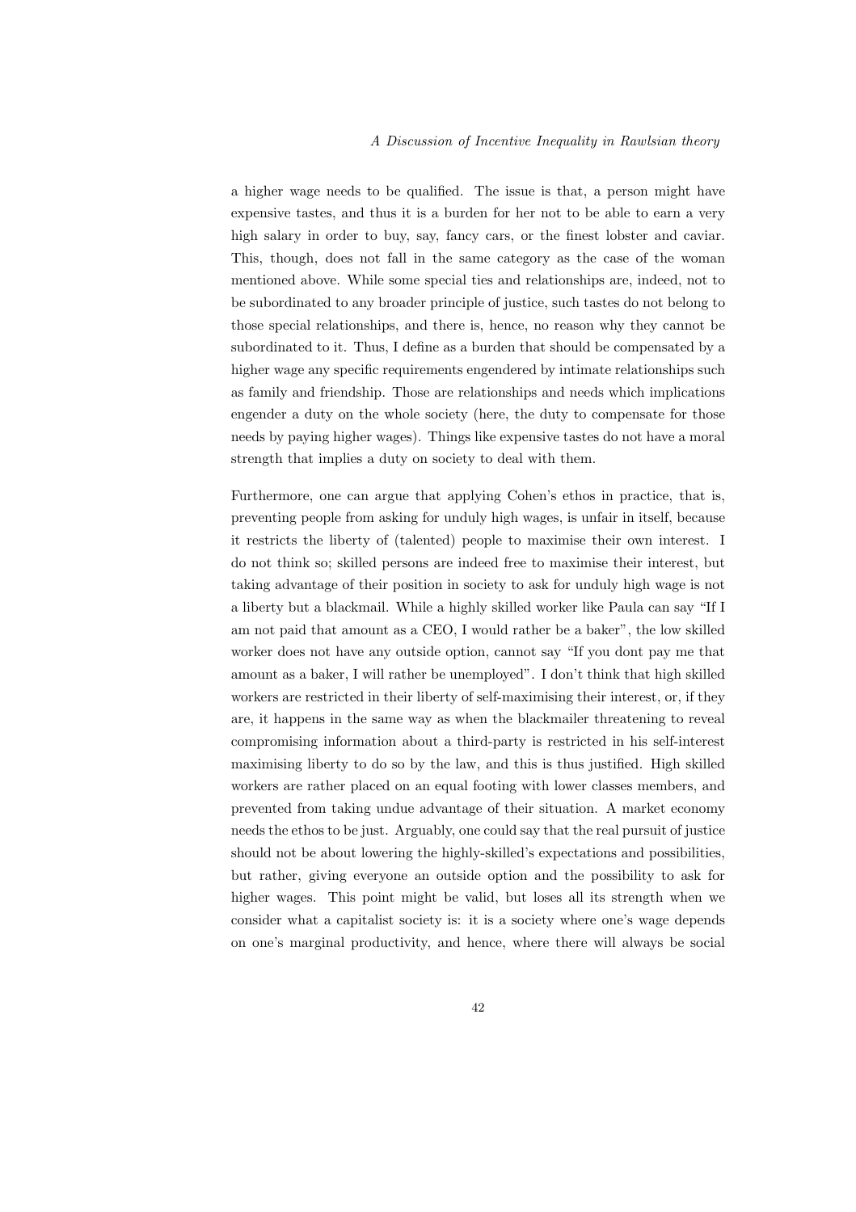a higher wage needs to be qualified. The issue is that, a person might have expensive tastes, and thus it is a burden for her not to be able to earn a very high salary in order to buy, say, fancy cars, or the finest lobster and caviar. This, though, does not fall in the same category as the case of the woman mentioned above. While some special ties and relationships are, indeed, not to be subordinated to any broader principle of justice, such tastes do not belong to those special relationships, and there is, hence, no reason why they cannot be subordinated to it. Thus, I define as a burden that should be compensated by a higher wage any specific requirements engendered by intimate relationships such as family and friendship. Those are relationships and needs which implications engender a duty on the whole society (here, the duty to compensate for those needs by paying higher wages). Things like expensive tastes do not have a moral strength that implies a duty on society to deal with them.

Furthermore, one can argue that applying Cohen's ethos in practice, that is, preventing people from asking for unduly high wages, is unfair in itself, because it restricts the liberty of (talented) people to maximise their own interest. I do not think so; skilled persons are indeed free to maximise their interest, but taking advantage of their position in society to ask for unduly high wage is not a liberty but a blackmail. While a highly skilled worker like Paula can say "If I am not paid that amount as a CEO, I would rather be a baker", the low skilled worker does not have any outside option, cannot say "If you dont pay me that amount as a baker, I will rather be unemployed". I don't think that high skilled workers are restricted in their liberty of self-maximising their interest, or, if they are, it happens in the same way as when the blackmailer threatening to reveal compromising information about a third-party is restricted in his self-interest maximising liberty to do so by the law, and this is thus justified. High skilled workers are rather placed on an equal footing with lower classes members, and prevented from taking undue advantage of their situation. A market economy needs the ethos to be just. Arguably, one could say that the real pursuit of justice should not be about lowering the highly-skilled's expectations and possibilities, but rather, giving everyone an outside option and the possibility to ask for higher wages. This point might be valid, but loses all its strength when we consider what a capitalist society is: it is a society where one's wage depends on one's marginal productivity, and hence, where there will always be social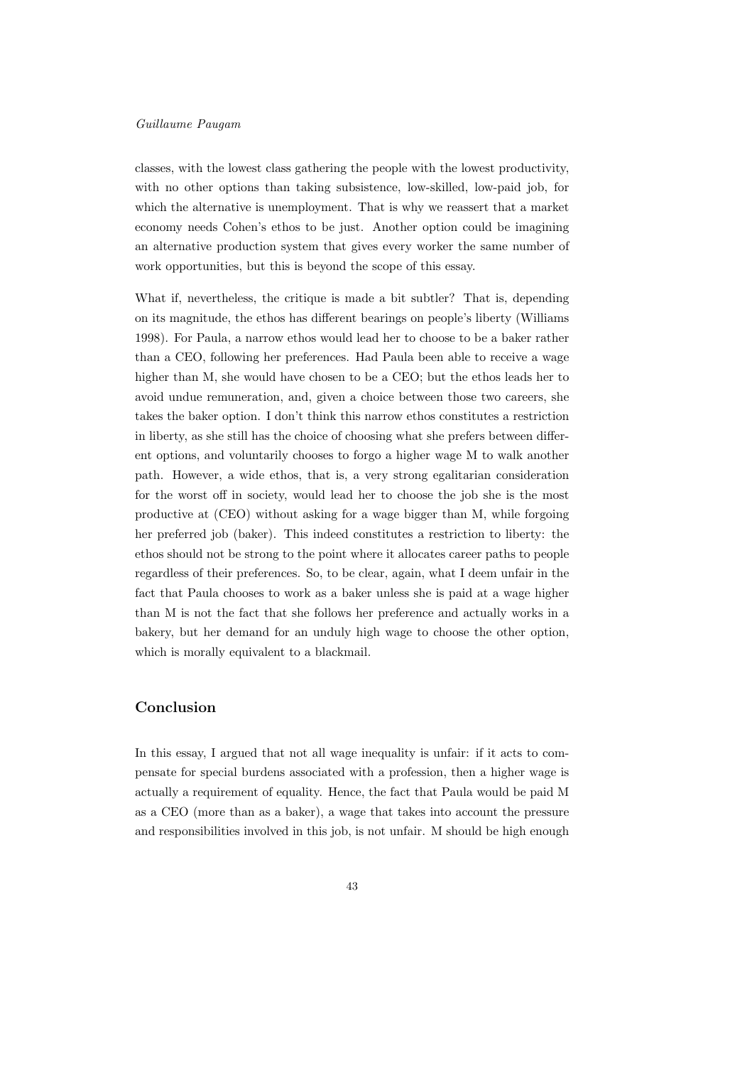classes, with the lowest class gathering the people with the lowest productivity, with no other options than taking subsistence, low-skilled, low-paid job, for which the alternative is unemployment. That is why we reassert that a market economy needs Cohen's ethos to be just. Another option could be imagining an alternative production system that gives every worker the same number of work opportunities, but this is beyond the scope of this essay.

What if, nevertheless, the critique is made a bit subtler? That is, depending on its magnitude, the ethos has different bearings on people's liberty (Williams 1998). For Paula, a narrow ethos would lead her to choose to be a baker rather than a CEO, following her preferences. Had Paula been able to receive a wage higher than M, she would have chosen to be a CEO; but the ethos leads her to avoid undue remuneration, and, given a choice between those two careers, she takes the baker option. I don't think this narrow ethos constitutes a restriction in liberty, as she still has the choice of choosing what she prefers between different options, and voluntarily chooses to forgo a higher wage M to walk another path. However, a wide ethos, that is, a very strong egalitarian consideration for the worst off in society, would lead her to choose the job she is the most productive at (CEO) without asking for a wage bigger than M, while forgoing her preferred job (baker). This indeed constitutes a restriction to liberty: the ethos should not be strong to the point where it allocates career paths to people regardless of their preferences. So, to be clear, again, what I deem unfair in the fact that Paula chooses to work as a baker unless she is paid at a wage higher than M is not the fact that she follows her preference and actually works in a bakery, but her demand for an unduly high wage to choose the other option, which is morally equivalent to a blackmail.

## Conclusion

In this essay, I argued that not all wage inequality is unfair: if it acts to compensate for special burdens associated with a profession, then a higher wage is actually a requirement of equality. Hence, the fact that Paula would be paid M as a CEO (more than as a baker), a wage that takes into account the pressure and responsibilities involved in this job, is not unfair. M should be high enough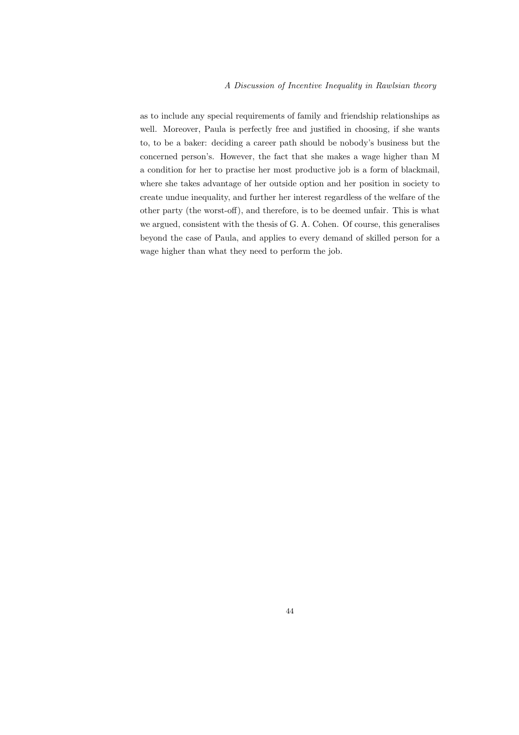as to include any special requirements of family and friendship relationships as well. Moreover, Paula is perfectly free and justified in choosing, if she wants to, to be a baker: deciding a career path should be nobody's business but the concerned person's. However, the fact that she makes a wage higher than M a condition for her to practise her most productive job is a form of blackmail, where she takes advantage of her outside option and her position in society to create undue inequality, and further her interest regardless of the welfare of the other party (the worst-off), and therefore, is to be deemed unfair. This is what we argued, consistent with the thesis of G. A. Cohen. Of course, this generalises beyond the case of Paula, and applies to every demand of skilled person for a wage higher than what they need to perform the job.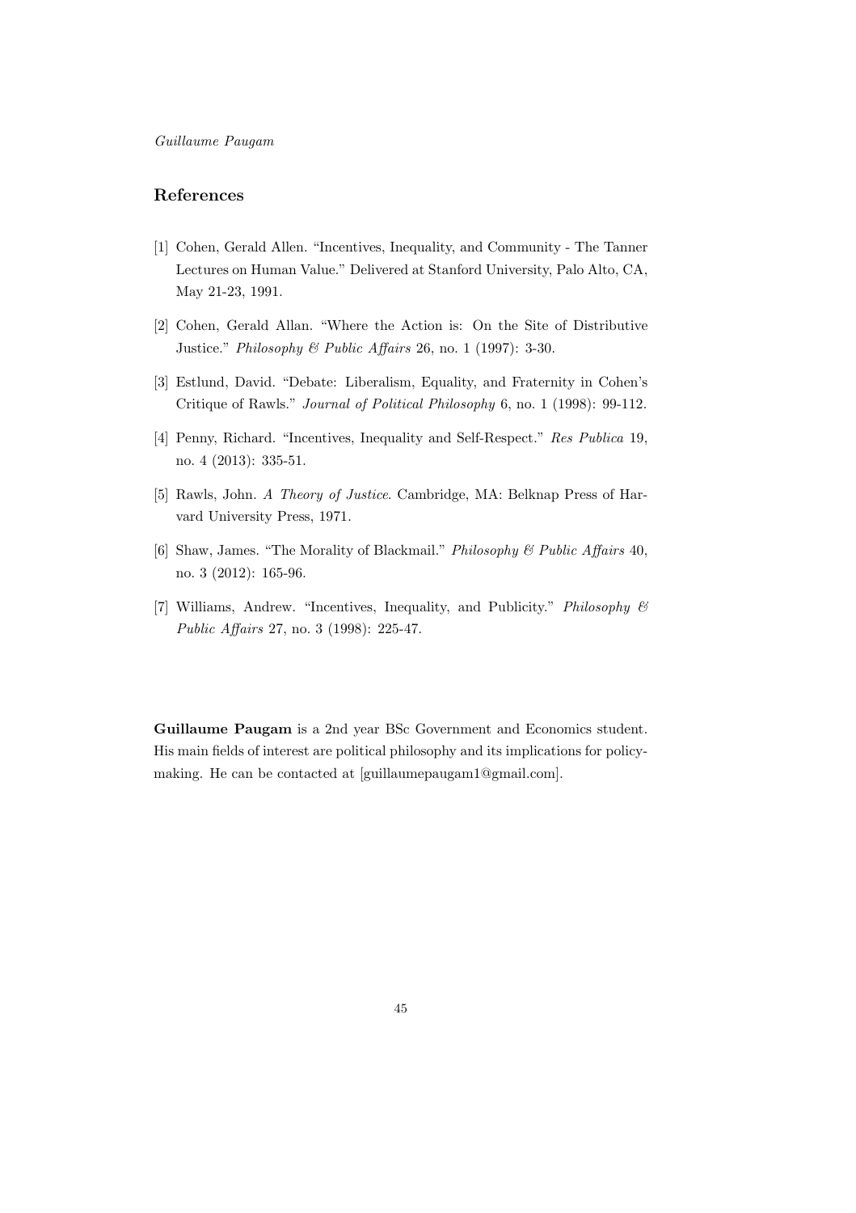## References

[1] Cohen, Gerald Allen. "Incentives, Inequality, and Community - The Tanner Lectures on Human Value." Delivered at Stanford University, Palo Alto, CA, May 21-23, 1991.

[2] Cohen, Gerald Allan. "Where the Action is: On the Site of Distributive Justice." *Philosophy & Public Affairs* 26, no. 1 (1997): 3-30.

[3] Estlund, David. "Debate: Liberalism, Equality, and Fraternity in Cohen's Critique of Rawls." *Journal of Political Philosophy* 6, no. 1 (1998): 99-112.

[4] Penny, Richard. "Incentives, Inequality and Self-Respect." *Res Publica* 19, no. 4 (2013): 335-51.

[5] Rawls, John. *A Theory of Justice*. Cambridge, MA: Belknap Press of Harvard University Press, 1971.

[6] Shaw, James. "The Morality of Blackmail." *Philosophy & Public Affairs* 40, no. 3 (2012): 165-96.

[7] Williams, Andrew. "Incentives, Inequality, and Publicity." *Philosophy & Public Affairs* 27, no. 3 (1998): 225-47.

**Guillaume Paugam** is a 2nd year BSc Government and Economics student. His main fields of interest are political philosophy and its implications for policy-making. He can be contacted at [guillaumepaugam1@gmail.com].